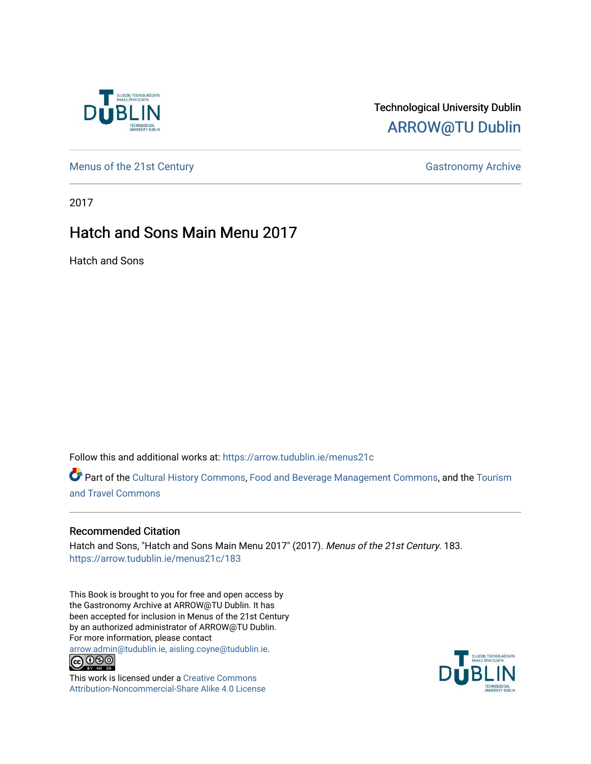Technological University Dublin

ARROW@TU Dublin

Menus of the 21st Century

Gastronomy Archive

2017

# Hatch and Sons Main Menu 2017

Hatch and Sons

Follow this and additional works at: https://arrow.tudublin.ie/menus21c

Part of the Cultural History Commons, Food and Beverage Management Commons, and the Tourism and Travel Commons

## Recommended Citation

Hatch and Sons, "Hatch and Sons Main Menu 2017" (2017). *Menus of the 21st Century*. 183.
https://arrow.tudublin.ie/menus21c/183

This Book is brought to you for free and open access by the Gastronomy Archive at ARROW@TU Dublin. It has been accepted for inclusion in Menus of the 21st Century by an authorized administrator of ARROW@TU Dublin. For more information, please contact arrow.admin@tudublin.ie, aisling.coyne@tudublin.ie.

This work is licensed under a Creative Commons Attribution-Noncommercial-Share Alike 4.0 License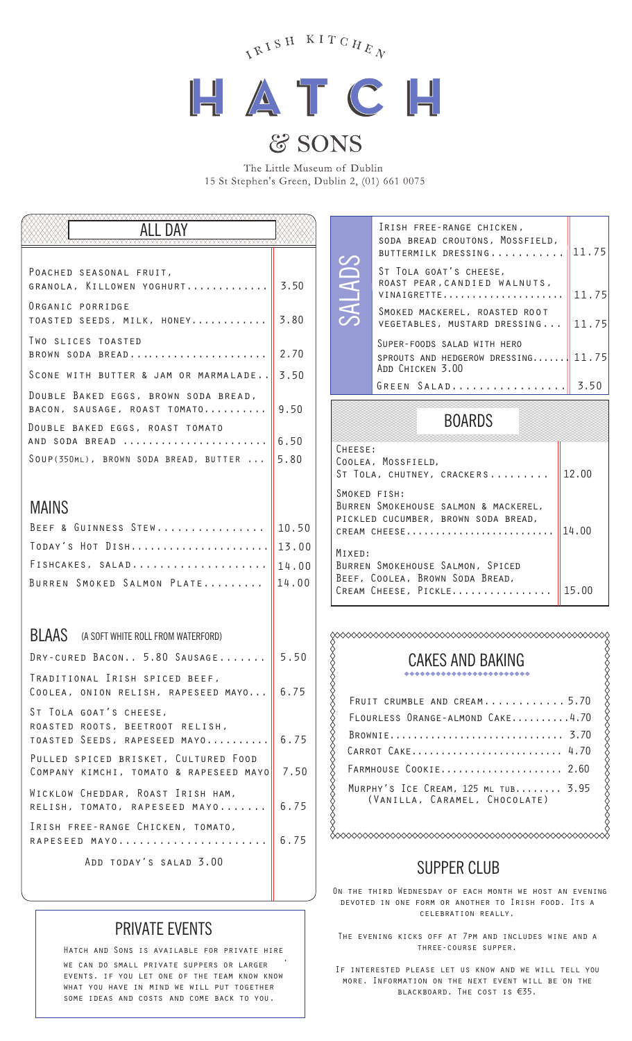IRISH KITCHEN

# HATCH & SONS

The Little Museum of Dublin
15 St Stephen's Green, Dublin 2, (01) 661 0075

## ALL DAY

| Item | Price |
|---|---|
| Poached seasonal fruit, granola, Killowen yoghurt | 3.50 |
| Organic porridge toasted seeds, milk, honey | 3.80 |
| Two slices toasted brown soda bread | 2.70 |
| Scone with butter & jam or marmalade | 3.50 |
| Double Baked eggs, brown soda bread, bacon, sausage, roast tomato | 9.50 |
| Double baked eggs, roast tomato and soda bread | 6.50 |
| Soup(350ml), brown soda bread, butter | 5.80 |

## MAINS

| Item | Price |
|---|---|
| Beef & Guinness Stew | 10.50 |
| Today's Hot Dish | 13.00 |
| Fishcakes, salad | 14.00 |
| Burren Smoked Salmon Plate | 14.00 |

## BLAAS (A SOFT WHITE ROLL FROM WATERFORD)

| Item | Price |
|---|---|
| Dry-cured Bacon.. 5.80 Sausage | 5.50 |
| Traditional Irish spiced beef, Coolea, onion relish, rapeseed mayo | 6.75 |
| St Tola goat's cheese, roasted roots, beetroot relish, toasted Seeds, rapeseed mayo | 6.75 |
| Pulled spiced brisket, Cultured Food Company kimchi, tomato & rapeseed mayo | 7.50 |
| Wicklow Cheddar, Roast Irish ham, relish, tomato, rapeseed mayo | 6.75 |
| Irish free-range Chicken, tomato, rapeseed mayo | 6.75 |

Add today's salad 3.00

## PRIVATE EVENTS

Hatch and Sons is available for private hire we can do small private suppers or larger events. If you let one of the team know know what you have in mind we will put together some ideas and costs and come back to you.

## SALADS

| Item | Price |
|---|---|
| Irish free-range chicken, soda bread croutons, Mossfield, buttermilk dressing | 11.75 |
| St Tola goat's cheese, roast pear, candied walnuts, vinaigrette | 11.75 |
| Smoked mackerel, roasted root vegetables, mustard dressing | 11.75 |
| Super-foods salad with hero sprouts and hedgerow dressing<br>Add Chicken 3.00 | 11.75 |
| Green Salad | 3.50 |

## BOARDS

| Item | Price |
|---|---|
| Cheese:<br>Coolea, Mossfield, St Tola, chutney, crackers | 12.00 |
| Smoked fish:<br>Burren Smokehouse salmon & mackerel, pickled cucumber, brown soda bread, cream cheese | 14.00 |
| Mixed:<br>Burren Smokehouse Salmon, Spiced Beef, Coolea, Brown Soda Bread, Cream Cheese, Pickle | 15.00 |

## CAKES AND BAKING

| Item | Price |
|---|---|
| Fruit crumble and cream | 5.70 |
| Flourless Orange-almond Cake | 4.70 |
| Brownie | 3.70 |
| Carrot Cake | 4.70 |
| Farmhouse Cookie | 2.60 |
| Murphy's Ice Cream, 125 ml tub (Vanilla, Caramel, Chocolate) | 3.95 |

## SUPPER CLUB

On the third Wednesday of each month we host an evening devoted in one form or another to Irish food. Its a celebration really,

The evening kicks off at 7pm and includes wine and a three-course supper.

If interested please let us know and we will tell you more. Information on the next event will be on the blackboard. The cost is €35.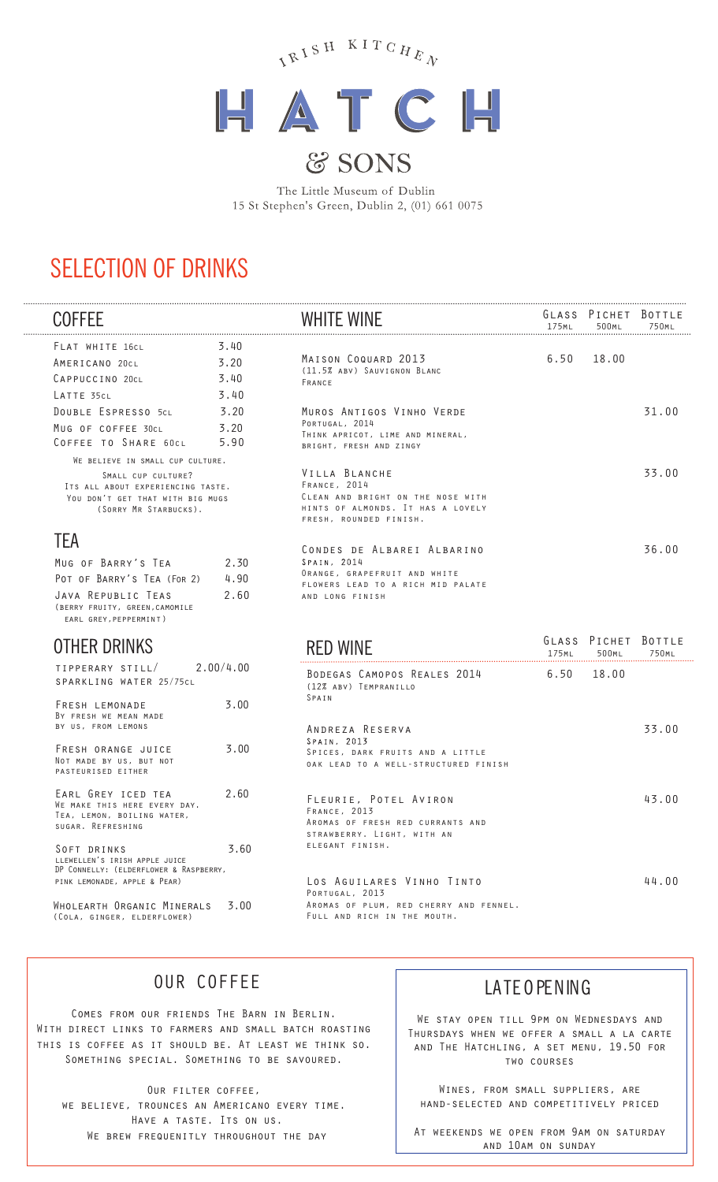IRISH KITCHEN

# HATCH & SONS

The Little Museum of Dublin
15 St Stephen's Green, Dublin 2, (01) 661 0075

# SELECTION OF DRINKS

## COFFEE

| | |
|---|---|
| Flat white 16cl | 3.40 |
| Americano 20cl | 3.20 |
| Cappuccino 20cl | 3.40 |
| Latte 35cl | 3.40 |
| Double Espresso 5cl | 3.20 |
| Mug of coffee 30cl | 3.20 |
| Coffee to Share 60cl | 5.90 |

We believe in small cup culture.
Small cup culture?
Its all about experiencing taste.
You don't get that with big mugs
(Sorry Mr Starbucks).

## TEA

| | |
|---|---|
| Mug of Barry's Tea | 2.30 |
| Pot of Barry's Tea (For 2) | 4.90 |
| Java Republic Teas (berry fruity, green, camomile earl grey, peppermint) | 2.60 |

## OTHER DRINKS

| | |
|---|---|
| tipperary still/ sparkling water 25/75cl | 2.00/4.00 |
| Fresh lemonade<br>By fresh we mean made by us, from lemons | 3.00 |
| Fresh orange juice<br>Not made by us, but not pasteurised either | 3.00 |
| Earl Grey iced tea<br>We make this here every day. Tea, lemon, boiling water, sugar. Refreshing | 2.60 |
| Soft drinks<br>llewellen's irish apple juice<br>DP Connelly: (elderflower & raspberry, pink lemonade, apple & pear) | 3.60 |
| Wholearth Organic Minerals (Cola, ginger, elderflower) | 3.00 |

## WHITE WINE

| | Glass 175ml | Pichet 500ml | Bottle 750ml |
|---|---|---|---|
| Maison Coquard 2013<br>(11.5% abv) Sauvignon Blanc<br>France | 6.50 | 18.00 | |
| Muros Antigos Vinho Verde<br>Portugal, 2014<br>Think apricot, lime and mineral, bright, fresh and zingy | | | 31.00 |
| Villa Blanche<br>France, 2014<br>Clean and bright on the nose with hints of almonds. It has a lovely fresh, rounded finish. | | | 33.00 |
| Condes de Albarei Albarino<br>Spain, 2014<br>Orange, grapefruit and white flowers lead to a rich mid palate and long finish | | | 36.00 |

## RED WINE

| | Glass 175ml | Pichet 500ml | Bottle 750ml |
|---|---|---|---|
| Bodegas Camopos Reales 2014<br>(12% abv) Tempranillo<br>Spain | 6.50 | 18.00 | |
| Andreza Reserva<br>Spain, 2013<br>Spices, dark fruits and a little oak lead to a well-structured finish | | | 33.00 |
| Fleurie, Potel Aviron<br>France, 2013<br>Aromas of fresh red currants and strawberry. Light, with an elegant finish. | | | 43.00 |
| Los Aguilares Vinho Tinto<br>Portugal, 2013<br>Aromas of plum, red cherry and fennel. Full and rich in the mouth. | | | 44.00 |

## OUR COFFEE

Comes from our friends The Barn in Berlin.
With direct links to farmers and small batch roasting this is coffee as it should be. At least we think so.
Something special. Something to be savoured.

Our filter coffee,
we believe, trounces an Americano every time.
Have a taste. Its on us.
We brew frequenitly throughout the day

## LATE OPENING

We stay open till 9pm on Wednesdays and Thursdays when we offer a small a la carte and The Hatchling, a set menu, 19.50 for two courses

Wines, from small suppliers, are hand-selected and competitively priced

At weekends we open from 9am on saturday and 10am on sunday